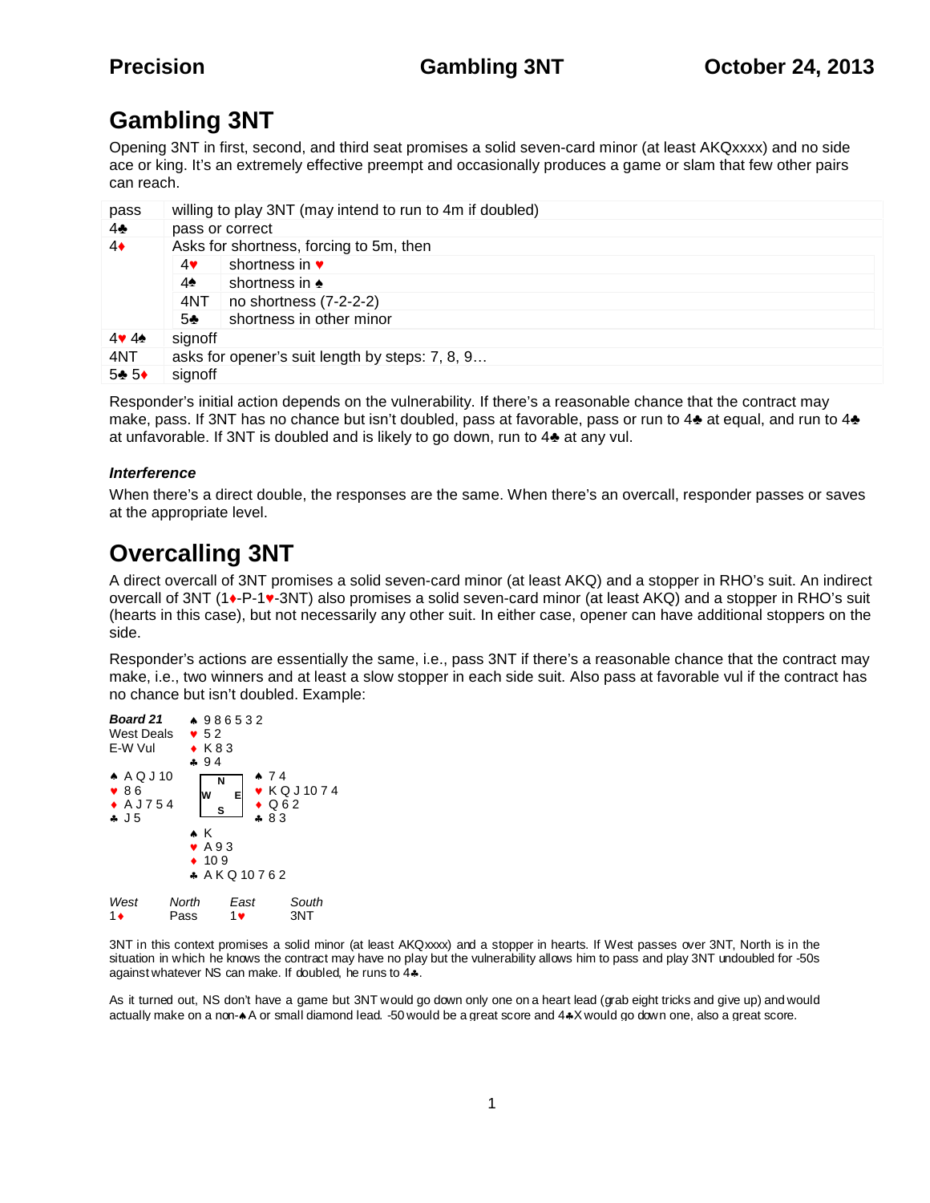# Gambling 3NT

Opening 3NT in first, second, and third seat promises a solid seven-card minor (at least AKQxxxx) and no side ace or king. It's an extremely effective preempt and occasionally produces a game or slam that few other pairs can reach.

| | | |
|---|---|---|
| pass | willing to play 3NT (may intend to run to 4m if doubled) | |
| 4♣ | pass or correct | |
| 4♦ | Asks for shortness, forcing to 5m, then | |
| | 4♥ | shortness in ♥ |
| | 4♠ | shortness in ♠ |
| | 4NT | no shortness (7-2-2-2) |
| | 5♣ | shortness in other minor |
| 4♥ 4♠ | signoff | |
| 4NT | asks for opener's suit length by steps: 7, 8, 9… | |
| 5♣ 5♦ | signoff | |

Responder's initial action depends on the vulnerability. If there's a reasonable chance that the contract may make, pass. If 3NT has no chance but isn't doubled, pass at favorable, pass or run to 4♣ at equal, and run to 4♣ at unfavorable. If 3NT is doubled and is likely to go down, run to 4♣ at any vul.

### *Interference*

When there's a direct double, the responses are the same. When there's an overcall, responder passes or saves at the appropriate level.

# Overcalling 3NT

A direct overcall of 3NT promises a solid seven-card minor (at least AKQ) and a stopper in RHO's suit. An indirect overcall of 3NT (1♦-P-1♥-3NT) also promises a solid seven-card minor (at least AKQ) and a stopper in RHO's suit (hearts in this case), but not necessarily any other suit. In either case, opener can have additional stoppers on the side.

Responder's actions are essentially the same, i.e., pass 3NT if there's a reasonable chance that the contract may make, i.e., two winners and at least a slow stopper in each side suit. Also pass at favorable vul if the contract has no chance but isn't doubled. Example:

***Board 21***
West Deals
E-W Vul

North: ♠ 9 8 6 5 3 2 ♥ 5 2 ♦ K 8 3 ♣ 9 4

West: ♠ A Q J 10 ♥ 8 6 ♦ A J 7 5 4 ♣ J 5

East: ♠ 7 4 ♥ K Q J 10 7 4 ♦ Q 6 2 ♣ 8 3

South: ♠ K ♥ A 9 3 ♦ 10 9 ♣ A K Q 10 7 6 2

| *West* | *North* | *East* | *South* |
|---|---|---|---|
| 1♦ | Pass | 1♥ | 3NT |

3NT in this context promises a solid minor (at least AKQxxxx) and a stopper in hearts. If West passes over 3NT, North is in the situation in which he knows the contract may have no play but the vulnerability allows him to pass and play 3NT undoubled for -50s against whatever NS can make. If doubled, he runs to 4♣.

As it turned out, NS don't have a game but 3NT would go down only one on a heart lead (grab eight tricks and give up) and would actually make on a non-♠A or small diamond lead. -50 would be a great score and 4♣X would go down one, also a great score.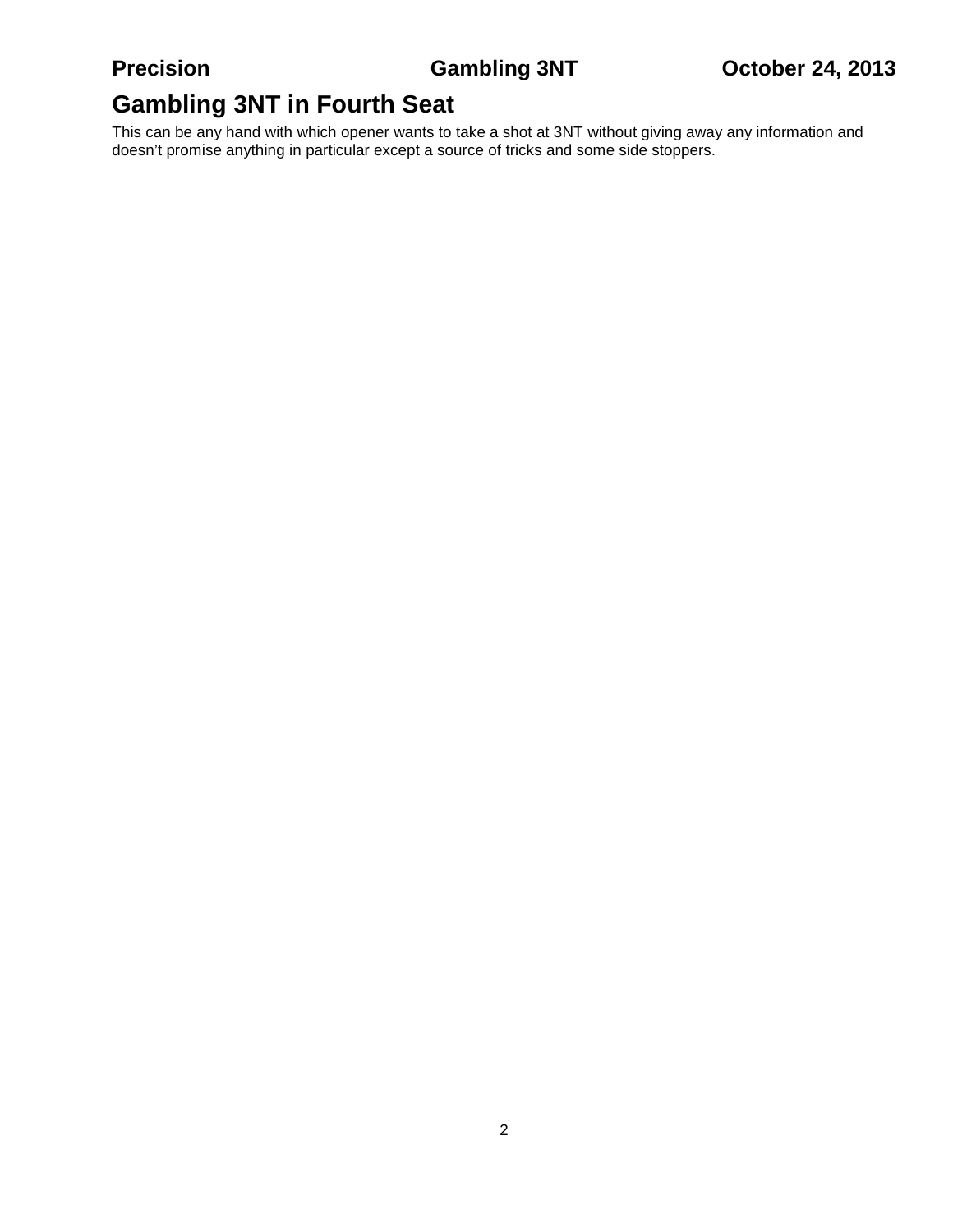# Gambling 3NT in Fourth Seat

This can be any hand with which opener wants to take a shot at 3NT without giving away any information and doesn't promise anything in particular except a source of tricks and some side stoppers.